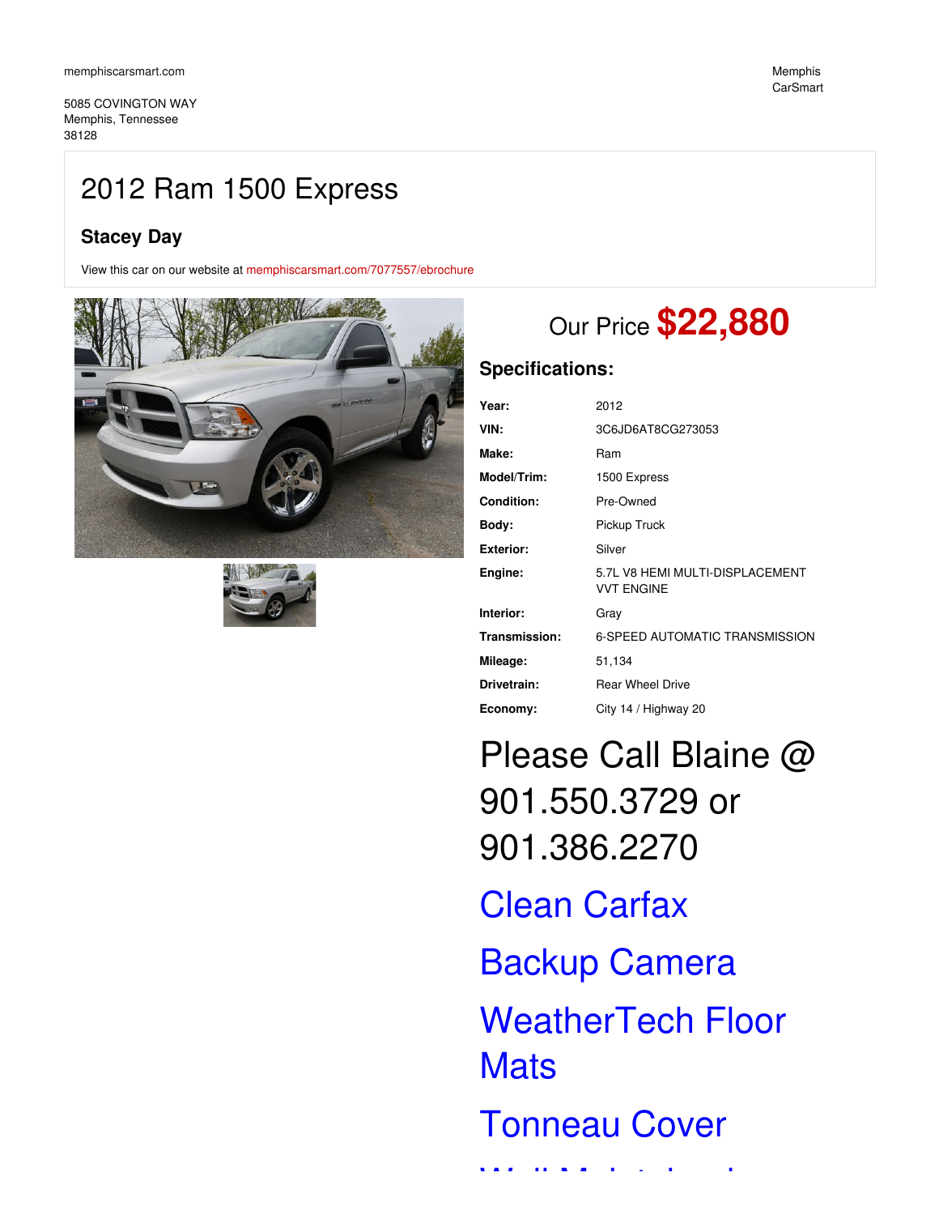memphiscarsmart.com

Memphis CarSmart

5085 COVINGTON WAY
Memphis, Tennessee
38128

# 2012 Ram 1500 Express

### Stacey Day

View this car on our website at memphiscarsmart.com/7077557/ebrochure

## Our Price **$22,880**

### Specifications:

| | |
|---|---|
| **Year:** | 2012 |
| **VIN:** | 3C6JD6AT8CG273053 |
| **Make:** | Ram |
| **Model/Trim:** | 1500 Express |
| **Condition:** | Pre-Owned |
| **Body:** | Pickup Truck |
| **Exterior:** | Silver |
| **Engine:** | 5.7L V8 HEMI MULTI-DISPLACEMENT VVT ENGINE |
| **Interior:** | Gray |
| **Transmission:** | 6-SPEED AUTOMATIC TRANSMISSION |
| **Mileage:** | 51,134 |
| **Drivetrain:** | Rear Wheel Drive |
| **Economy:** | City 14 / Highway 20 |

# Please Call Blaine @ 901.550.3729 or 901.386.2270

# Clean Carfax

# Backup Camera

# WeatherTech Floor Mats

# Tonneau Cover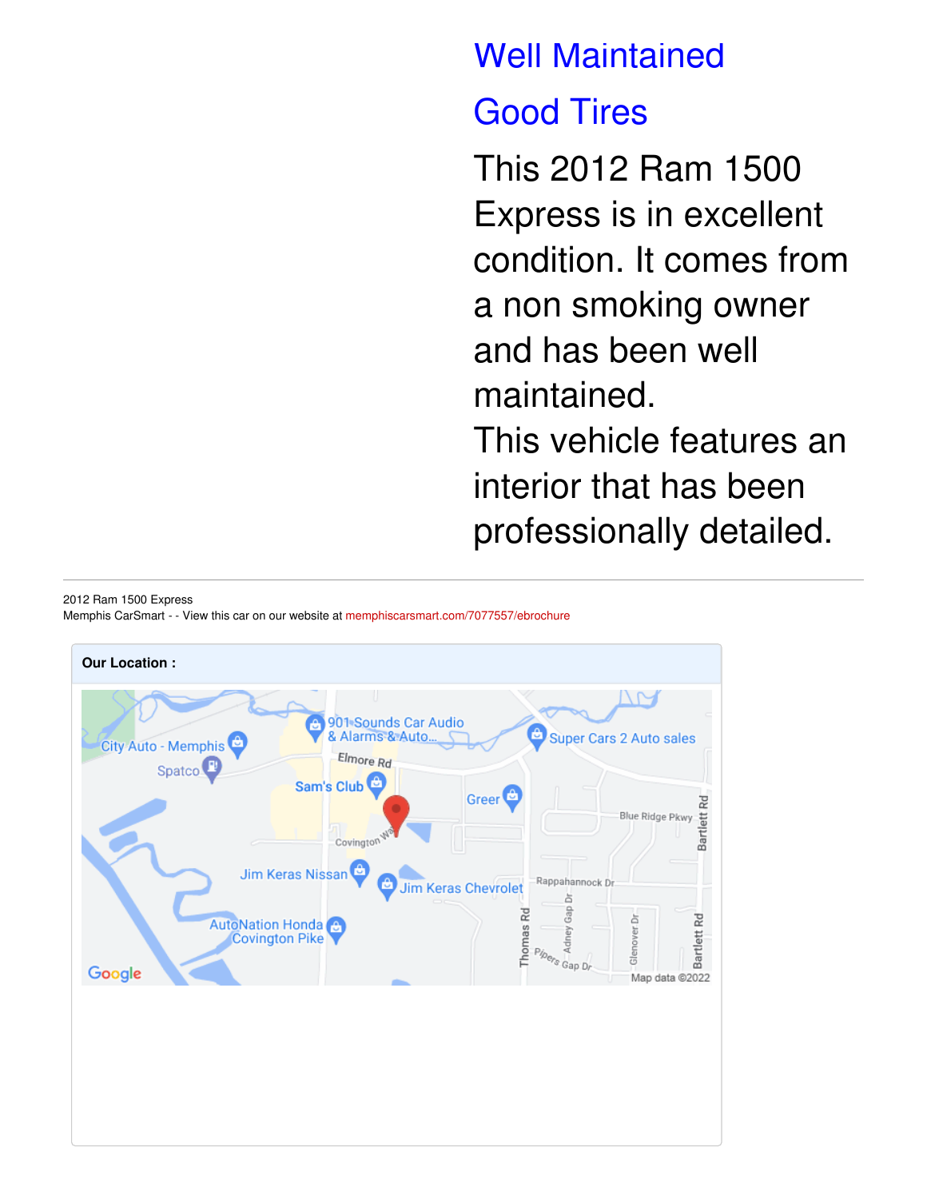## Well Maintained

## Good Tires

This 2012 Ram 1500 Express is in excellent condition. It comes from a non smoking owner and has been well maintained.
This vehicle features an interior that has been professionally detailed.

---

2012 Ram 1500 Express
Memphis CarSmart - - View this car on our website at memphiscarsmart.com/7077557/ebrochure

**Our Location :**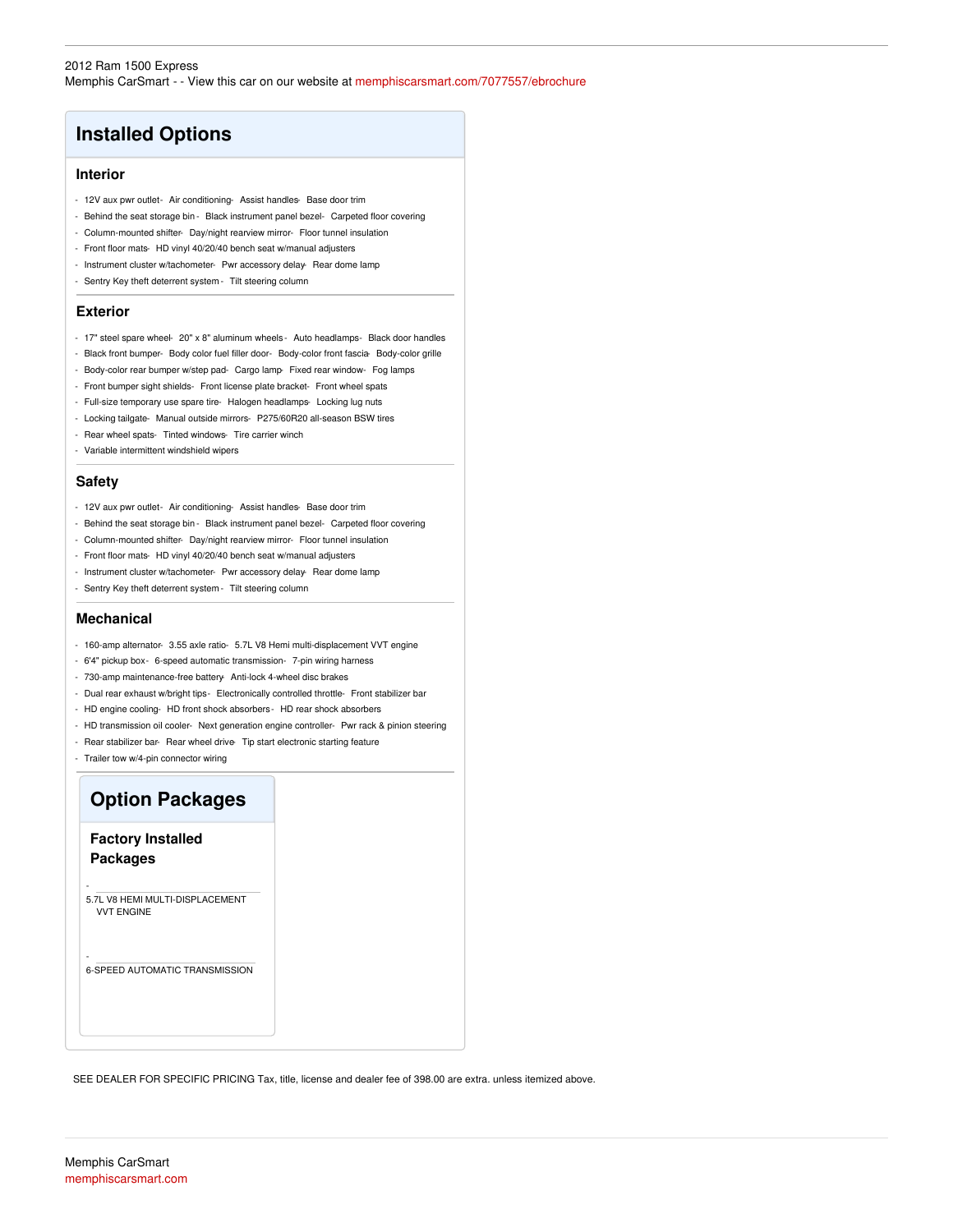2012 Ram 1500 Express
Memphis CarSmart - - View this car on our website at memphiscarsmart.com/7077557/ebrochure

# Installed Options

## Interior

- 12V aux pwr outlet- Air conditioning- Assist handles- Base door trim
- Behind the seat storage bin - Black instrument panel bezel- Carpeted floor covering
- Column-mounted shifter- Day/night rearview mirror- Floor tunnel insulation
- Front floor mats- HD vinyl 40/20/40 bench seat w/manual adjusters
- Instrument cluster w/tachometer- Pwr accessory delay- Rear dome lamp
- Sentry Key theft deterrent system - Tilt steering column

## Exterior

- 17" steel spare wheel- 20" x 8" aluminum wheels - Auto headlamps- Black door handles
- Black front bumper- Body color fuel filler door- Body-color front fascia- Body-color grille
- Body-color rear bumper w/step pad- Cargo lamp- Fixed rear window- Fog lamps
- Front bumper sight shields- Front license plate bracket- Front wheel spats
- Full-size temporary use spare tire- Halogen headlamps- Locking lug nuts
- Locking tailgate- Manual outside mirrors- P275/60R20 all-season BSW tires
- Rear wheel spats- Tinted windows- Tire carrier winch
- Variable intermittent windshield wipers

## Safety

- 12V aux pwr outlet- Air conditioning- Assist handles- Base door trim
- Behind the seat storage bin - Black instrument panel bezel- Carpeted floor covering
- Column-mounted shifter- Day/night rearview mirror- Floor tunnel insulation
- Front floor mats- HD vinyl 40/20/40 bench seat w/manual adjusters
- Instrument cluster w/tachometer- Pwr accessory delay- Rear dome lamp
- Sentry Key theft deterrent system - Tilt steering column

## Mechanical

- 160-amp alternator- 3.55 axle ratio- 5.7L V8 Hemi multi-displacement VVT engine
- 6'4" pickup box- 6-speed automatic transmission- 7-pin wiring harness
- 730-amp maintenance-free battery- Anti-lock 4-wheel disc brakes
- Dual rear exhaust w/bright tips- Electronically controlled throttle- Front stabilizer bar
- HD engine cooling- HD front shock absorbers - HD rear shock absorbers
- HD transmission oil cooler- Next generation engine controller- Pwr rack & pinion steering
- Rear stabilizer bar- Rear wheel drive- Tip start electronic starting feature
- Trailer tow w/4-pin connector wiring

# Option Packages

## Factory Installed Packages

- 5.7L V8 HEMI MULTI-DISPLACEMENT VVT ENGINE
- 6-SPEED AUTOMATIC TRANSMISSION

SEE DEALER FOR SPECIFIC PRICING Tax, title, license and dealer fee of 398.00 are extra. unless itemized above.

Memphis CarSmart
memphiscarsmart.com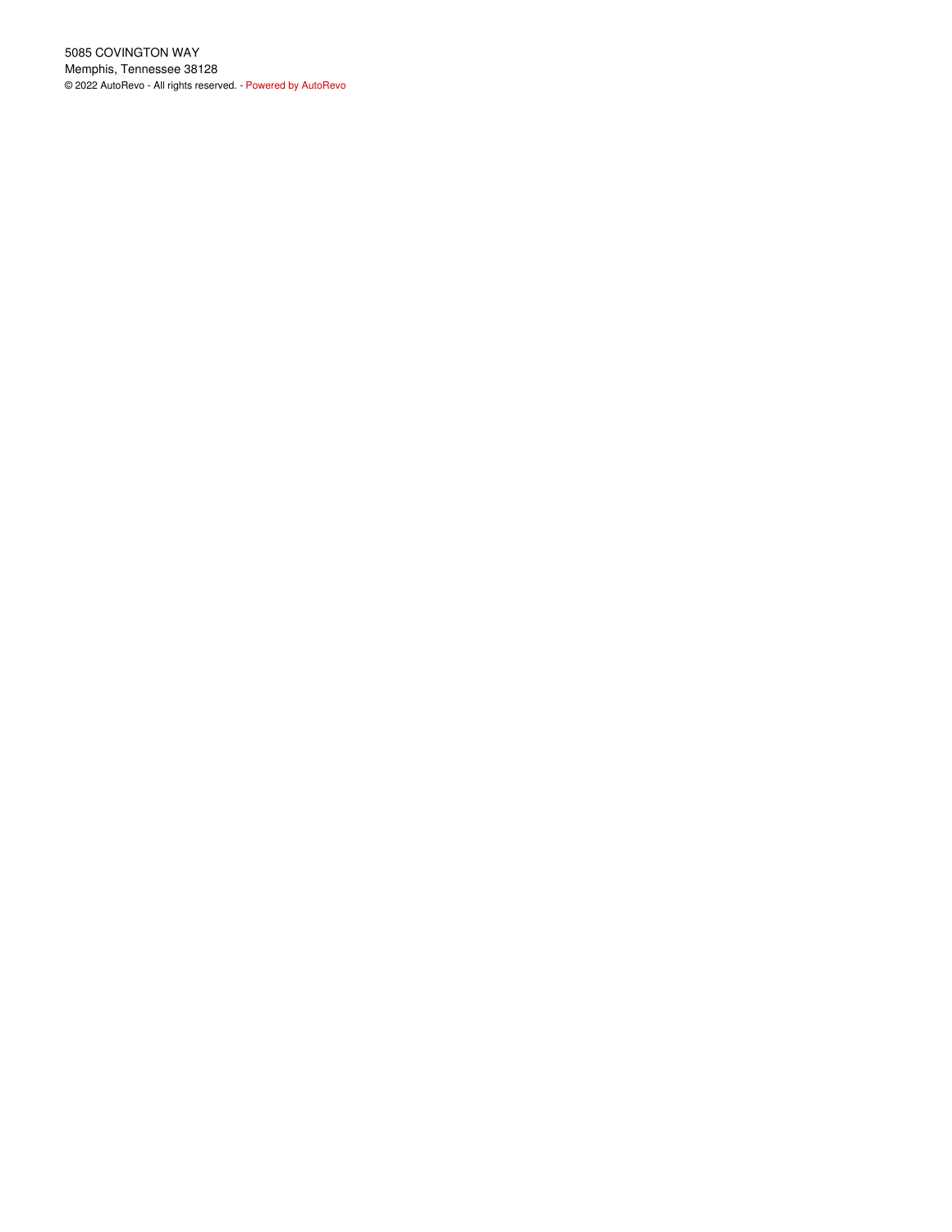5085 COVINGTON WAY
Memphis, Tennessee 38128
© 2022 AutoRevo - All rights reserved. - Powered by AutoRevo